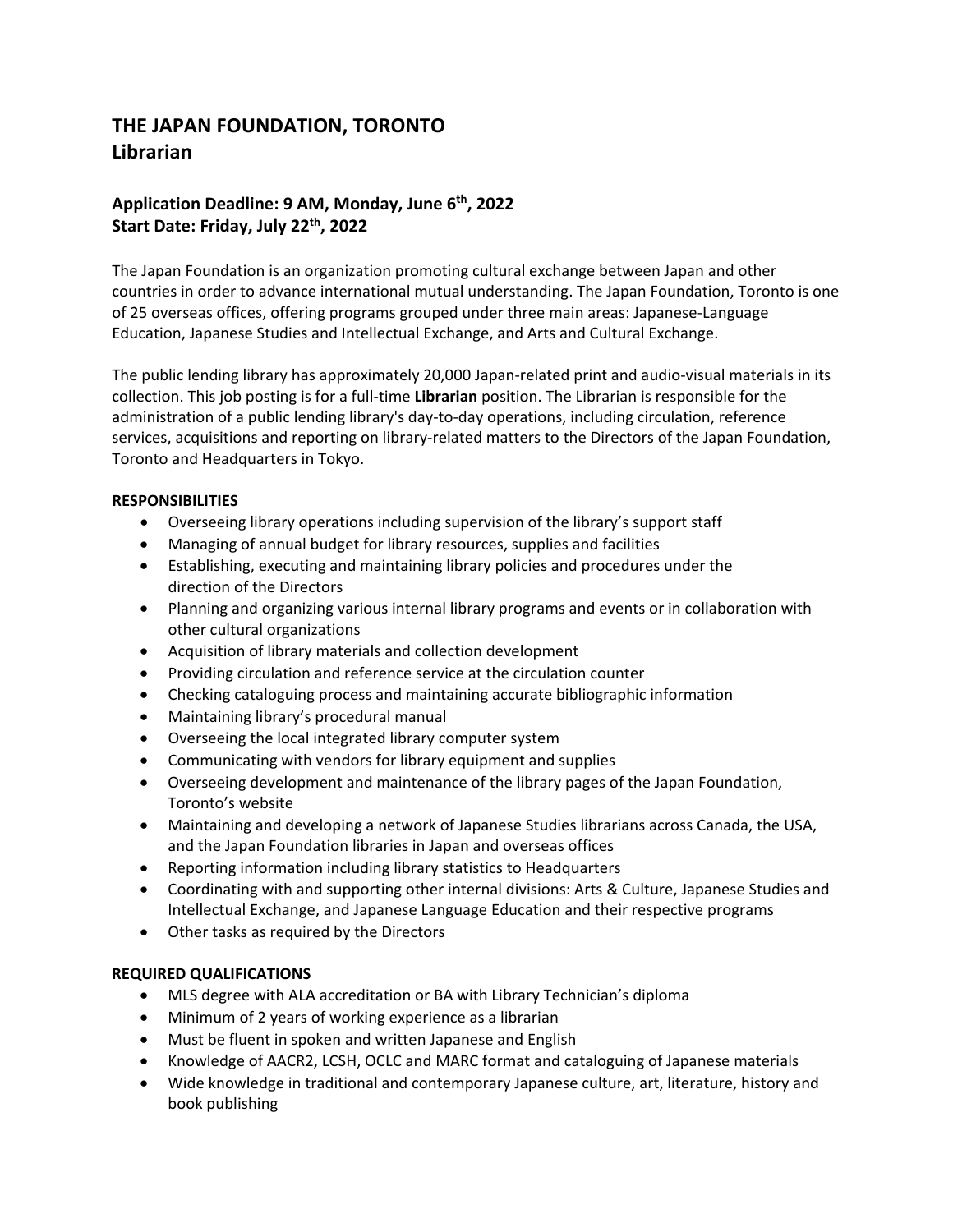# THE JAPAN FOUNDATION, TORONTO
# Librarian

## Application Deadline: 9 AM, Monday, June 6th, 2022
## Start Date: Friday, July 22th, 2022

The Japan Foundation is an organization promoting cultural exchange between Japan and other countries in order to advance international mutual understanding. The Japan Foundation, Toronto is one of 25 overseas offices, offering programs grouped under three main areas: Japanese-Language Education, Japanese Studies and Intellectual Exchange, and Arts and Cultural Exchange.

The public lending library has approximately 20,000 Japan-related print and audio-visual materials in its collection. This job posting is for a full-time **Librarian** position. The Librarian is responsible for the administration of a public lending library's day-to-day operations, including circulation, reference services, acquisitions and reporting on library-related matters to the Directors of the Japan Foundation, Toronto and Headquarters in Tokyo.

**RESPONSIBILITIES**

- Overseeing library operations including supervision of the library's support staff
- Managing of annual budget for library resources, supplies and facilities
- Establishing, executing and maintaining library policies and procedures under the direction of the Directors
- Planning and organizing various internal library programs and events or in collaboration with other cultural organizations
- Acquisition of library materials and collection development
- Providing circulation and reference service at the circulation counter
- Checking cataloguing process and maintaining accurate bibliographic information
- Maintaining library's procedural manual
- Overseeing the local integrated library computer system
- Communicating with vendors for library equipment and supplies
- Overseeing development and maintenance of the library pages of the Japan Foundation, Toronto's website
- Maintaining and developing a network of Japanese Studies librarians across Canada, the USA, and the Japan Foundation libraries in Japan and overseas offices
- Reporting information including library statistics to Headquarters
- Coordinating with and supporting other internal divisions: Arts & Culture, Japanese Studies and Intellectual Exchange, and Japanese Language Education and their respective programs
- Other tasks as required by the Directors

**REQUIRED QUALIFICATIONS**

- MLS degree with ALA accreditation or BA with Library Technician's diploma
- Minimum of 2 years of working experience as a librarian
- Must be fluent in spoken and written Japanese and English
- Knowledge of AACR2, LCSH, OCLC and MARC format and cataloguing of Japanese materials
- Wide knowledge in traditional and contemporary Japanese culture, art, literature, history and book publishing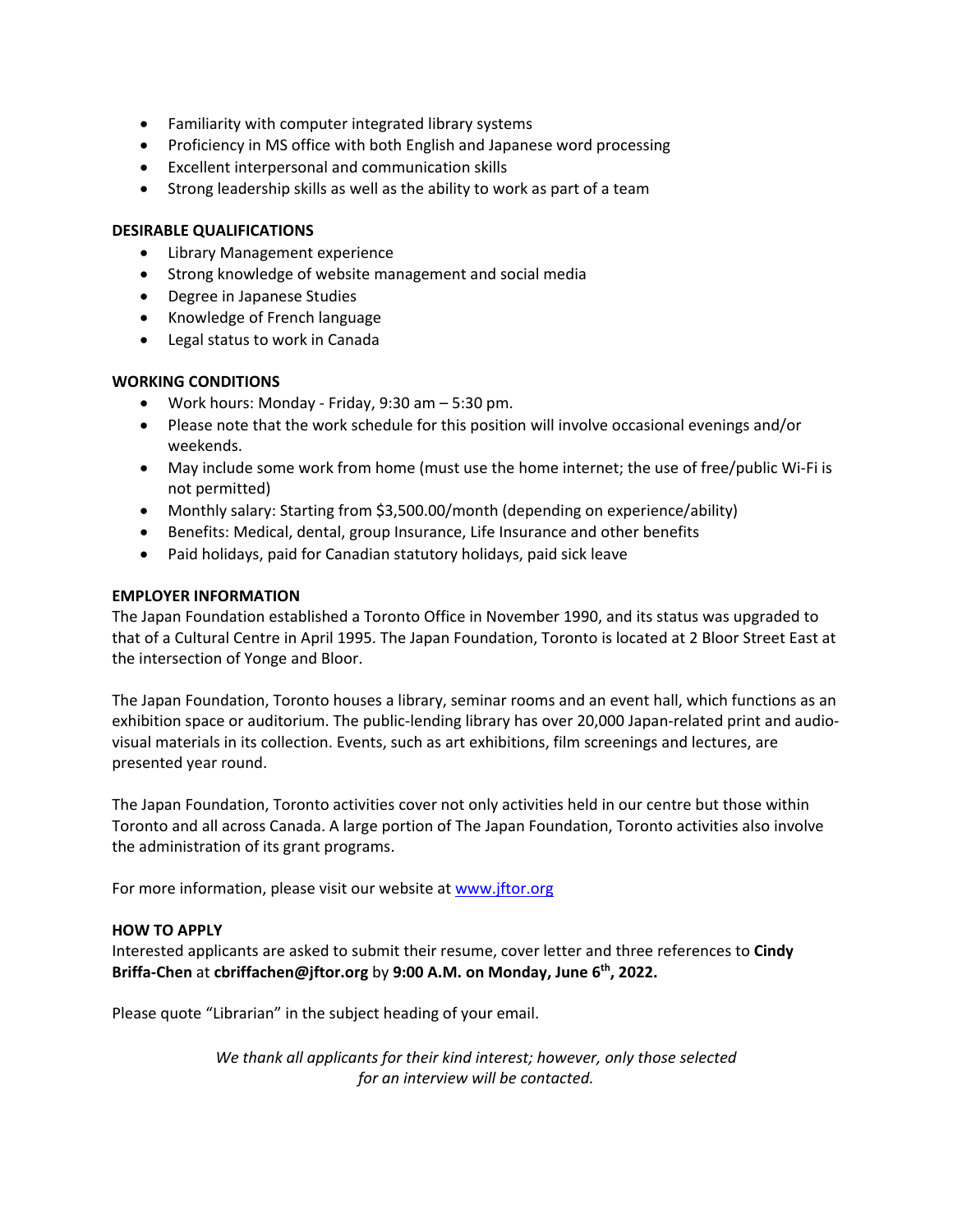- Familiarity with computer integrated library systems
- Proficiency in MS office with both English and Japanese word processing
- Excellent interpersonal and communication skills
- Strong leadership skills as well as the ability to work as part of a team

**DESIRABLE QUALIFICATIONS**

- Library Management experience
- Strong knowledge of website management and social media
- Degree in Japanese Studies
- Knowledge of French language
- Legal status to work in Canada

**WORKING CONDITIONS**

- Work hours: Monday - Friday, 9:30 am – 5:30 pm.
- Please note that the work schedule for this position will involve occasional evenings and/or weekends.
- May include some work from home (must use the home internet; the use of free/public Wi-Fi is not permitted)
- Monthly salary: Starting from $3,500.00/month (depending on experience/ability)
- Benefits: Medical, dental, group Insurance, Life Insurance and other benefits
- Paid holidays, paid for Canadian statutory holidays, paid sick leave

**EMPLOYER INFORMATION**

The Japan Foundation established a Toronto Office in November 1990, and its status was upgraded to that of a Cultural Centre in April 1995. The Japan Foundation, Toronto is located at 2 Bloor Street East at the intersection of Yonge and Bloor.

The Japan Foundation, Toronto houses a library, seminar rooms and an event hall, which functions as an exhibition space or auditorium. The public-lending library has over 20,000 Japan-related print and audio-visual materials in its collection. Events, such as art exhibitions, film screenings and lectures, are presented year round.

The Japan Foundation, Toronto activities cover not only activities held in our centre but those within Toronto and all across Canada. A large portion of The Japan Foundation, Toronto activities also involve the administration of its grant programs.

For more information, please visit our website at [www.jftor.org](http://www.jftor.org)

**HOW TO APPLY**

Interested applicants are asked to submit their resume, cover letter and three references to **Cindy Briffa-Chen** at **cbriffachen@jftor.org** by **9:00 A.M. on Monday, June 6th, 2022.**

Please quote "Librarian" in the subject heading of your email.

*We thank all applicants for their kind interest; however, only those selected for an interview will be contacted.*